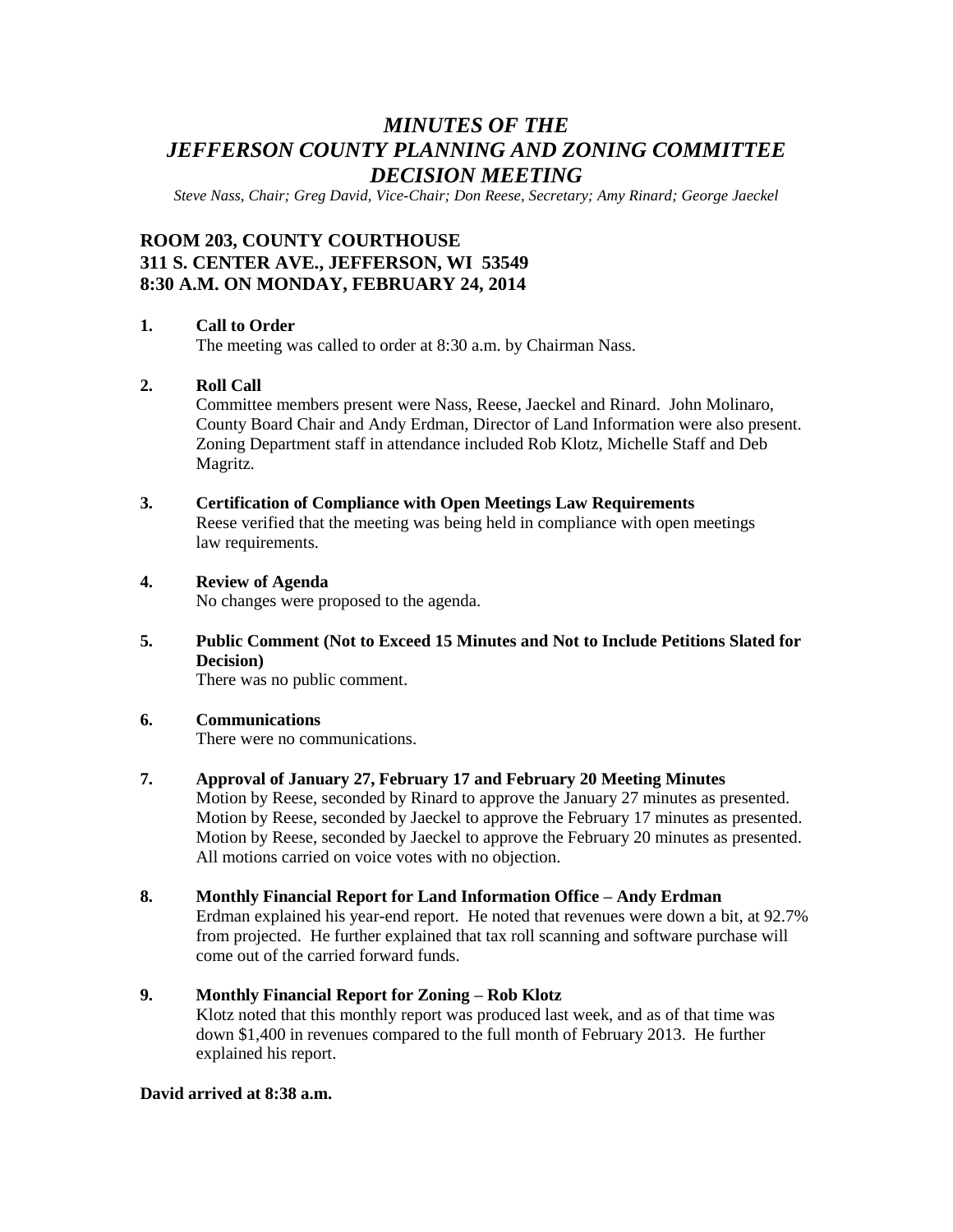# *MINUTES OF THE JEFFERSON COUNTY PLANNING AND ZONING COMMITTEE DECISION MEETING*

*Steve Nass, Chair; Greg David, Vice-Chair; Don Reese, Secretary; Amy Rinard; George Jaeckel*

## ROOM 203, COUNTY COURTHOUSE
## 311 S. CENTER AVE., JEFFERSON, WI 53549
## 8:30 A.M. ON MONDAY, FEBRUARY 24, 2014

1. **Call to Order**
   The meeting was called to order at 8:30 a.m. by Chairman Nass.

2. **Roll Call**
   Committee members present were Nass, Reese, Jaeckel and Rinard. John Molinaro, County Board Chair and Andy Erdman, Director of Land Information were also present. Zoning Department staff in attendance included Rob Klotz, Michelle Staff and Deb Magritz.

3. **Certification of Compliance with Open Meetings Law Requirements**
   Reese verified that the meeting was being held in compliance with open meetings law requirements.

4. **Review of Agenda**
   No changes were proposed to the agenda.

5. **Public Comment (Not to Exceed 15 Minutes and Not to Include Petitions Slated for Decision)**
   There was no public comment.

6. **Communications**
   There were no communications.

7. **Approval of January 27, February 17 and February 20 Meeting Minutes**
   Motion by Reese, seconded by Rinard to approve the January 27 minutes as presented. Motion by Reese, seconded by Jaeckel to approve the February 17 minutes as presented. Motion by Reese, seconded by Jaeckel to approve the February 20 minutes as presented. All motions carried on voice votes with no objection.

8. **Monthly Financial Report for Land Information Office – Andy Erdman**
   Erdman explained his year-end report. He noted that revenues were down a bit, at 92.7% from projected. He further explained that tax roll scanning and software purchase will come out of the carried forward funds.

9. **Monthly Financial Report for Zoning – Rob Klotz**
   Klotz noted that this monthly report was produced last week, and as of that time was down $1,400 in revenues compared to the full month of February 2013. He further explained his report.

**David arrived at 8:38 a.m.**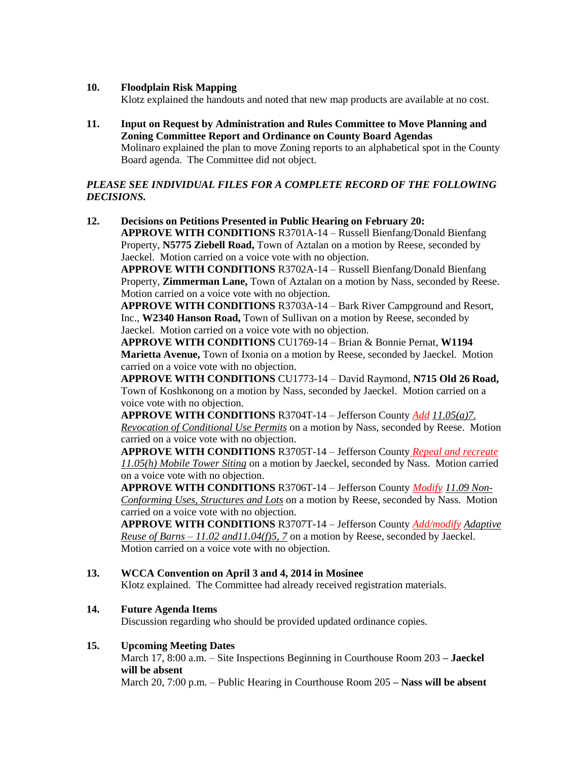**10. Floodplain Risk Mapping**

Klotz explained the handouts and noted that new map products are available at no cost.

**11. Input on Request by Administration and Rules Committee to Move Planning and Zoning Committee Report and Ordinance on County Board Agendas**

Molinaro explained the plan to move Zoning reports to an alphabetical spot in the County Board agenda. The Committee did not object.

***PLEASE SEE INDIVIDUAL FILES FOR A COMPLETE RECORD OF THE FOLLOWING DECISIONS.***

**12. Decisions on Petitions Presented in Public Hearing on February 20:**

**APPROVE WITH CONDITIONS** R3701A-14 – Russell Bienfang/Donald Bienfang Property, **N5775 Ziebell Road,** Town of Aztalan on a motion by Reese, seconded by Jaeckel. Motion carried on a voice vote with no objection.

**APPROVE WITH CONDITIONS** R3702A-14 – Russell Bienfang/Donald Bienfang Property, **Zimmerman Lane,** Town of Aztalan on a motion by Nass, seconded by Reese. Motion carried on a voice vote with no objection.

**APPROVE WITH CONDITIONS** R3703A-14 – Bark River Campground and Resort, Inc., **W2340 Hanson Road,** Town of Sullivan on a motion by Reese, seconded by Jaeckel. Motion carried on a voice vote with no objection.

**APPROVE WITH CONDITIONS** CU1769-14 – Brian & Bonnie Pernat, **W1194 Marietta Avenue,** Town of Ixonia on a motion by Reese, seconded by Jaeckel. Motion carried on a voice vote with no objection.

**APPROVE WITH CONDITIONS** CU1773-14 – David Raymond, **N715 Old 26 Road,** Town of Koshkonong on a motion by Nass, seconded by Jaeckel. Motion carried on a voice vote with no objection.

**APPROVE WITH CONDITIONS** R3704T-14 – Jefferson County *Add* *11.05(a)7. Revocation of Conditional Use Permits* on a motion by Nass, seconded by Reese. Motion carried on a voice vote with no objection.

**APPROVE WITH CONDITIONS** R3705T-14 – Jefferson County *Repeal and recreate* *11.05(h) Mobile Tower Siting* on a motion by Jaeckel, seconded by Nass. Motion carried on a voice vote with no objection.

**APPROVE WITH CONDITIONS** R3706T-14 – Jefferson County *Modify* *11.09 Non-Conforming Uses, Structures and Lots* on a motion by Reese, seconded by Nass. Motion carried on a voice vote with no objection.

**APPROVE WITH CONDITIONS** R3707T-14 – Jefferson County *Add/modify* *Adaptive Reuse of Barns – 11.02 and11.04(f)5, 7* on a motion by Reese, seconded by Jaeckel. Motion carried on a voice vote with no objection.

**13. WCCA Convention on April 3 and 4, 2014 in Mosinee**

Klotz explained. The Committee had already received registration materials.

**14. Future Agenda Items**

Discussion regarding who should be provided updated ordinance copies.

**15. Upcoming Meeting Dates**

March 17, 8:00 a.m. – Site Inspections Beginning in Courthouse Room 203 **– Jaeckel will be absent**

March 20, 7:00 p.m. – Public Hearing in Courthouse Room 205 **– Nass will be absent**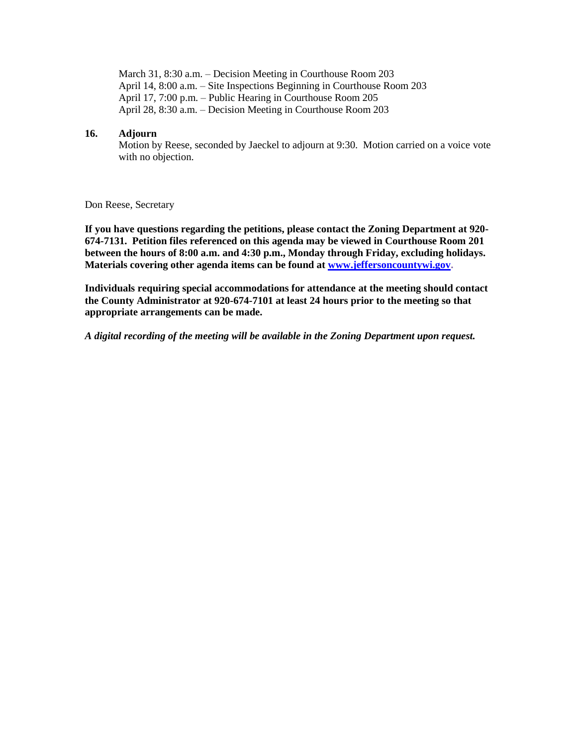March 31, 8:30 a.m. – Decision Meeting in Courthouse Room 203
April 14, 8:00 a.m. – Site Inspections Beginning in Courthouse Room 203
April 17, 7:00 p.m. – Public Hearing in Courthouse Room 205
April 28, 8:30 a.m. – Decision Meeting in Courthouse Room 203

**16. Adjourn**

Motion by Reese, seconded by Jaeckel to adjourn at 9:30. Motion carried on a voice vote with no objection.

Don Reese, Secretary

**If you have questions regarding the petitions, please contact the Zoning Department at 920-674-7131. Petition files referenced on this agenda may be viewed in Courthouse Room 201 between the hours of 8:00 a.m. and 4:30 p.m., Monday through Friday, excluding holidays. Materials covering other agenda items can be found at [www.jeffersoncountywi.gov](http://www.jeffersoncountywi.gov).**

**Individuals requiring special accommodations for attendance at the meeting should contact the County Administrator at 920-674-7101 at least 24 hours prior to the meeting so that appropriate arrangements can be made.**

***A digital recording of the meeting will be available in the Zoning Department upon request.***